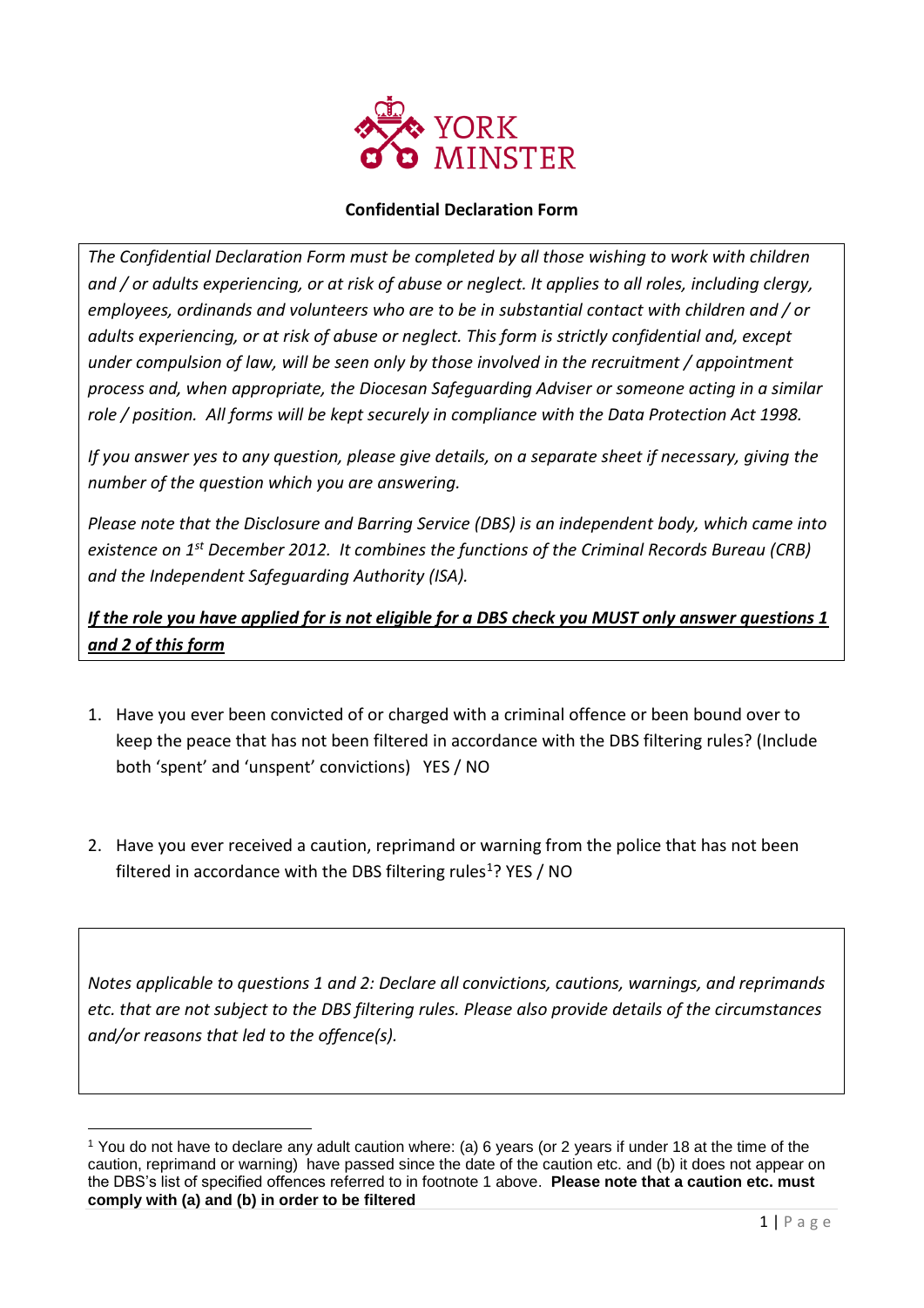YORK MINSTER

**Confidential Declaration Form**

*The Confidential Declaration Form must be completed by all those wishing to work with children and / or adults experiencing, or at risk of abuse or neglect. It applies to all roles, including clergy, employees, ordinands and volunteers who are to be in substantial contact with children and / or adults experiencing, or at risk of abuse or neglect. This form is strictly confidential and, except under compulsion of law, will be seen only by those involved in the recruitment / appointment process and, when appropriate, the Diocesan Safeguarding Adviser or someone acting in a similar role / position. All forms will be kept securely in compliance with the Data Protection Act 1998.*

*If you answer yes to any question, please give details, on a separate sheet if necessary, giving the number of the question which you are answering.*

*Please note that the Disclosure and Barring Service (DBS) is an independent body, which came into existence on 1st December 2012. It combines the functions of the Criminal Records Bureau (CRB) and the Independent Safeguarding Authority (ISA).*

***If the role you have applied for is not eligible for a DBS check you MUST only answer questions 1 and 2 of this form***

1. Have you ever been convicted of or charged with a criminal offence or been bound over to keep the peace that has not been filtered in accordance with the DBS filtering rules? (Include both 'spent' and 'unspent' convictions) YES / NO

2. Have you ever received a caution, reprimand or warning from the police that has not been filtered in accordance with the DBS filtering rules[1]? YES / NO

*Notes applicable to questions 1 and 2: Declare all convictions, cautions, warnings, and reprimands etc. that are not subject to the DBS filtering rules. Please also provide details of the circumstances and/or reasons that led to the offence(s).*

[1] You do not have to declare any adult caution where: (a) 6 years (or 2 years if under 18 at the time of the caution, reprimand or warning) have passed since the date of the caution etc. and (b) it does not appear on the DBS's list of specified offences referred to in footnote 1 above. **Please note that a caution etc. must comply with (a) and (b) in order to be filtered**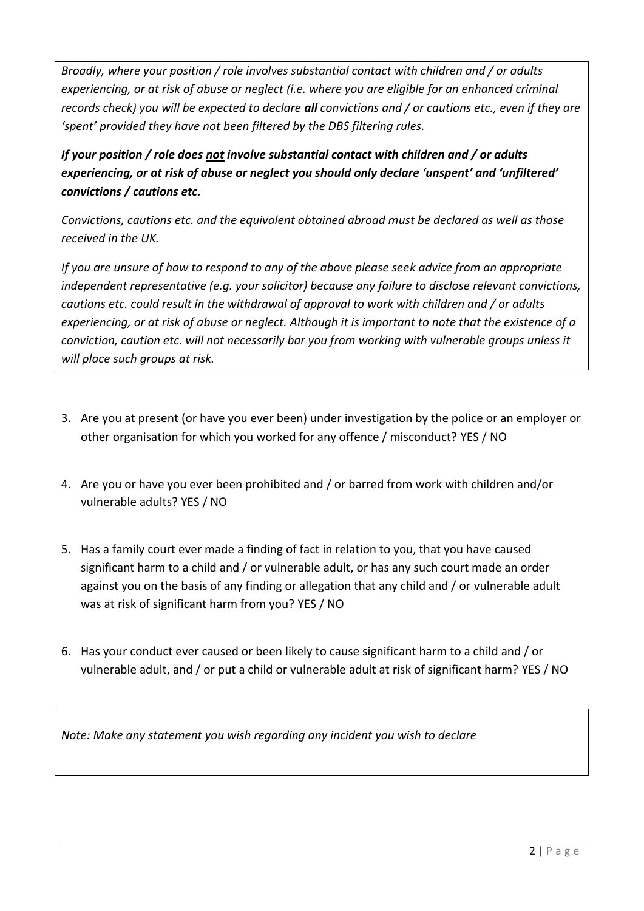*Broadly, where your position / role involves substantial contact with children and / or adults experiencing, or at risk of abuse or neglect (i.e. where you are eligible for an enhanced criminal records check) you will be expected to declare **all** convictions and / or cautions etc., even if they are 'spent' provided they have not been filtered by the DBS filtering rules.*

***If your position / role does <u>not</u> involve substantial contact with children and / or adults experiencing, or at risk of abuse or neglect you should only declare 'unspent' and 'unfiltered' convictions / cautions etc.***

*Convictions, cautions etc. and the equivalent obtained abroad must be declared as well as those received in the UK.*

*If you are unsure of how to respond to any of the above please seek advice from an appropriate independent representative (e.g. your solicitor) because any failure to disclose relevant convictions, cautions etc. could result in the withdrawal of approval to work with children and / or adults experiencing, or at risk of abuse or neglect. Although it is important to note that the existence of a conviction, caution etc. will not necessarily bar you from working with vulnerable groups unless it will place such groups at risk.*

3. Are you at present (or have you ever been) under investigation by the police or an employer or other organisation for which you worked for any offence / misconduct? YES / NO

4. Are you or have you ever been prohibited and / or barred from work with children and/or vulnerable adults? YES / NO

5. Has a family court ever made a finding of fact in relation to you, that you have caused significant harm to a child and / or vulnerable adult, or has any such court made an order against you on the basis of any finding or allegation that any child and / or vulnerable adult was at risk of significant harm from you? YES / NO

6. Has your conduct ever caused or been likely to cause significant harm to a child and / or vulnerable adult, and / or put a child or vulnerable adult at risk of significant harm? YES / NO

*Note: Make any statement you wish regarding any incident you wish to declare*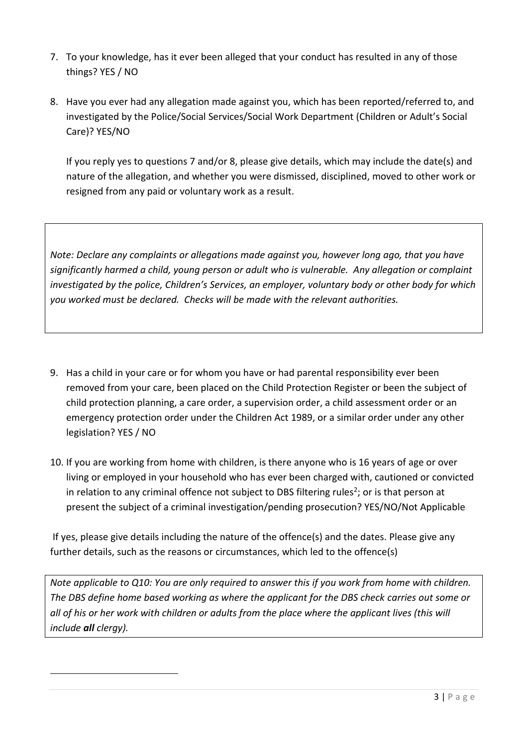7. To your knowledge, has it ever been alleged that your conduct has resulted in any of those things? YES / NO

8. Have you ever had any allegation made against you, which has been reported/referred to, and investigated by the Police/Social Services/Social Work Department (Children or Adult's Social Care)? YES/NO

   If you reply yes to questions 7 and/or 8, please give details, which may include the date(s) and nature of the allegation, and whether you were dismissed, disciplined, moved to other work or resigned from any paid or voluntary work as a result.

*Note: Declare any complaints or allegations made against you, however long ago, that you have significantly harmed a child, young person or adult who is vulnerable. Any allegation or complaint investigated by the police, Children's Services, an employer, voluntary body or other body for which you worked must be declared. Checks will be made with the relevant authorities.*

9. Has a child in your care or for whom you have or had parental responsibility ever been removed from your care, been placed on the Child Protection Register or been the subject of child protection planning, a care order, a supervision order, a child assessment order or an emergency protection order under the Children Act 1989, or a similar order under any other legislation? YES / NO

10. If you are working from home with children, is there anyone who is 16 years of age or over living or employed in your household who has ever been charged with, cautioned or convicted in relation to any criminal offence not subject to DBS filtering rules[2]; or is that person at present the subject of a criminal investigation/pending prosecution? YES/NO/Not Applicable

If yes, please give details including the nature of the offence(s) and the dates. Please give any further details, such as the reasons or circumstances, which led to the offence(s)

*Note applicable to Q10: You are only required to answer this if you work from home with children. The DBS define home based working as where the applicant for the DBS check carries out some or all of his or her work with children or adults from the place where the applicant lives (this will include **all** clergy).*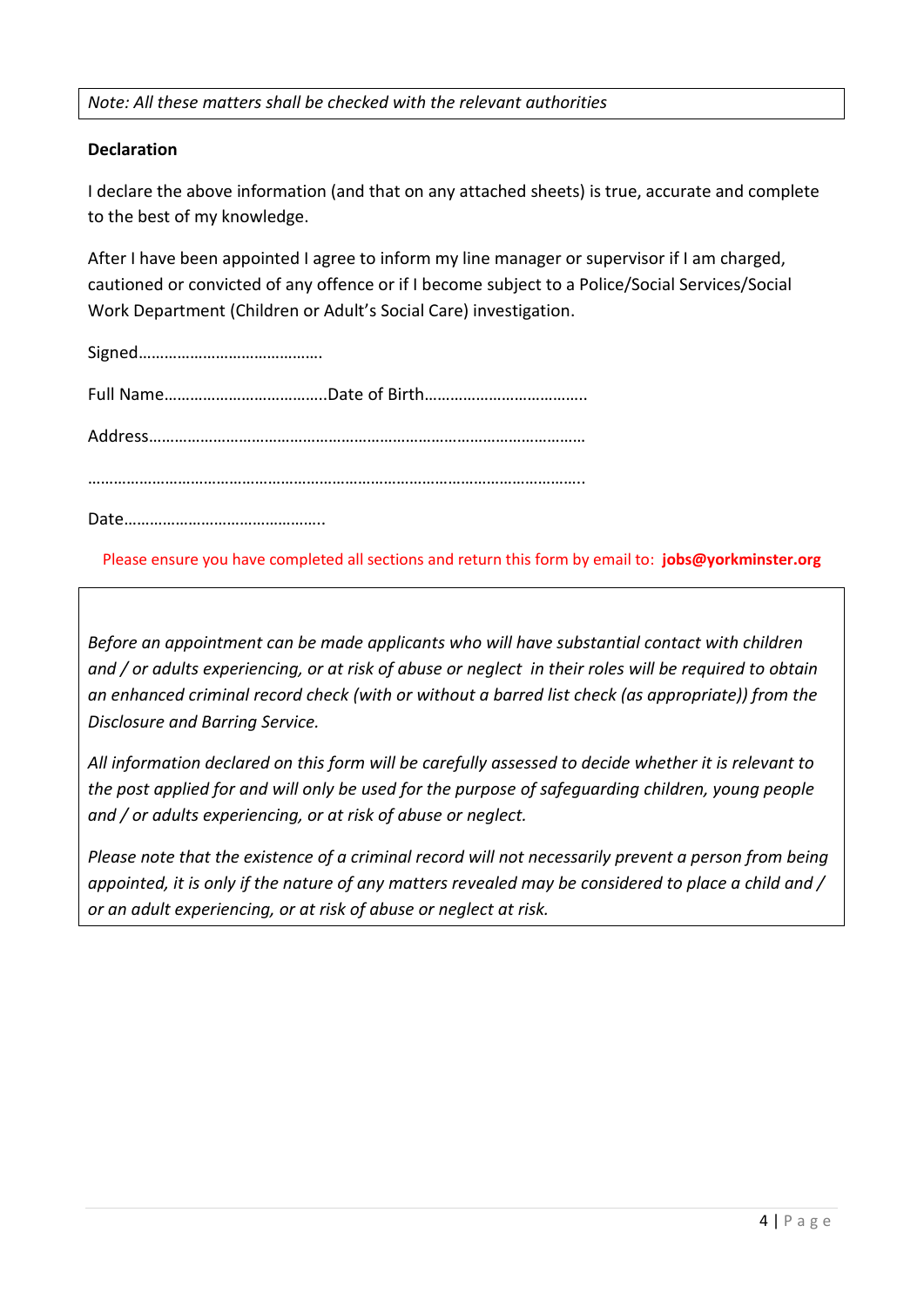*Note: All these matters shall be checked with the relevant authorities*

**Declaration**

I declare the above information (and that on any attached sheets) is true, accurate and complete to the best of my knowledge.

After I have been appointed I agree to inform my line manager or supervisor if I am charged, cautioned or convicted of any offence or if I become subject to a Police/Social Services/Social Work Department (Children or Adult's Social Care) investigation.

Signed…………………………………….

Full Name………………………………..Date of Birth………………………………..

Address…………………………………………………………………………………………

………………………………………………………………………………………………………..

Date………………………………………..

Please ensure you have completed all sections and return this form by email to: **jobs@yorkminster.org**

*Before an appointment can be made applicants who will have substantial contact with children and / or adults experiencing, or at risk of abuse or neglect in their roles will be required to obtain an enhanced criminal record check (with or without a barred list check (as appropriate)) from the Disclosure and Barring Service.*

*All information declared on this form will be carefully assessed to decide whether it is relevant to the post applied for and will only be used for the purpose of safeguarding children, young people and / or adults experiencing, or at risk of abuse or neglect.*

*Please note that the existence of a criminal record will not necessarily prevent a person from being appointed, it is only if the nature of any matters revealed may be considered to place a child / or an adult experiencing, or at risk of abuse or neglect at risk.*